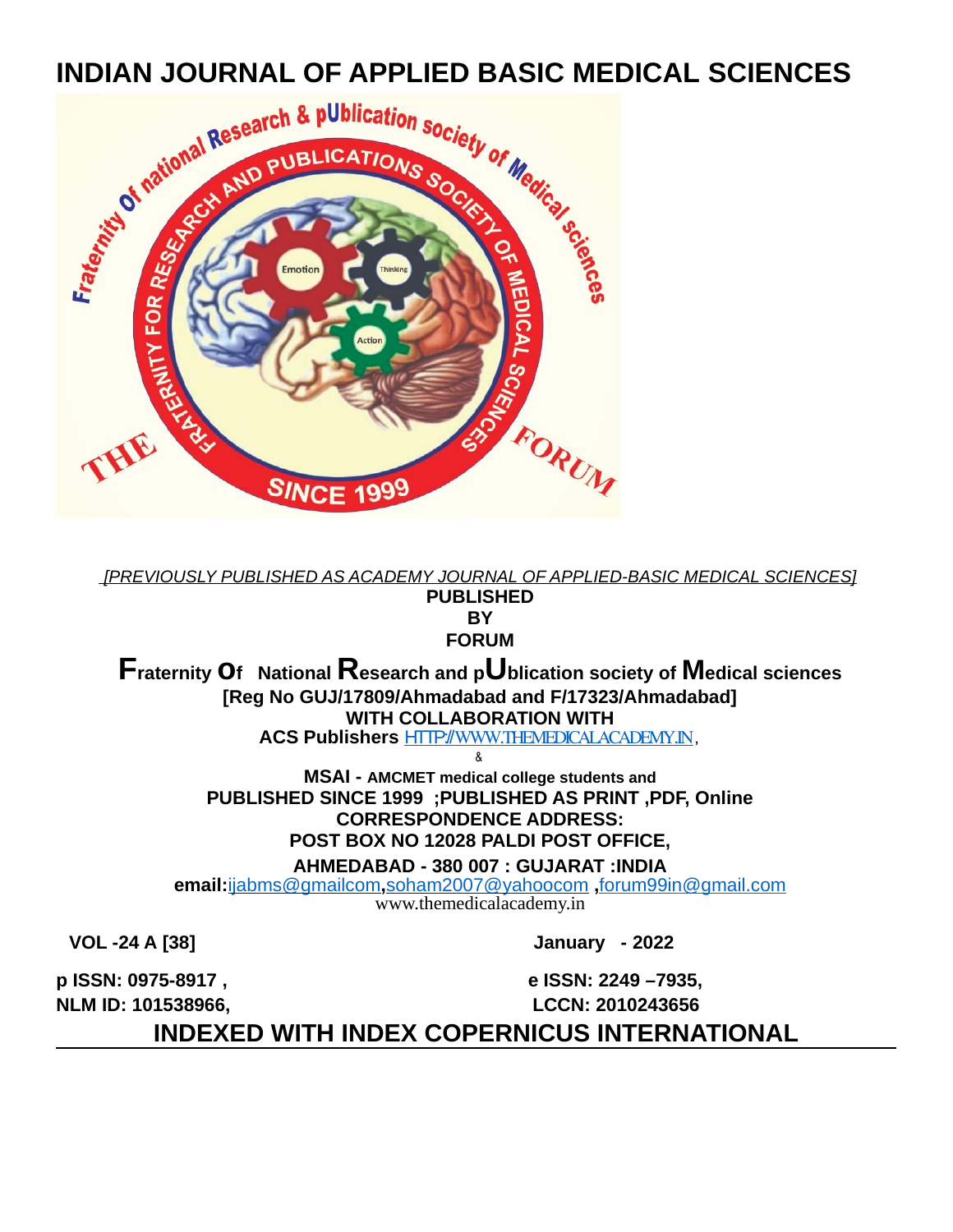# INDIAN JOURNAL OF APPLIED BASIC MEDICAL SCIENCES

*[PREVIOUSLY PUBLISHED AS ACADEMY JOURNAL OF APPLIED-BASIC MEDICAL SCIENCES]*

**PUBLISHED**
**BY**
**FORUM**

**Fraternity Of National Research and pUblication society of Medical sciences**
**[Reg No GUJ/17809/Ahmadabad and F/17323/Ahmadabad]**
**WITH COLLABORATION WITH**
**ACS Publishers** HTTP://WWW.THEMEDICALACADEMY.IN,
&
**MSAI - AMCMET medical college students and**
**PUBLISHED SINCE 1999 ;PUBLISHED AS PRINT ,PDF, Online**
**CORRESPONDENCE ADDRESS:**
**POST BOX NO 12028 PALDI POST OFFICE,**
**AHMEDABAD - 380 007 : GUJARAT :INDIA**
**email:**ijabms@gmailcom,soham2007@yahoocom ,forum99in@gmail.com
www.themedicalacademy.in

**VOL -24 A [38]** **January - 2022**

**p ISSN: 0975-8917 ,** **e ISSN: 2249 –7935,**
**NLM ID: 101538966,** **LCCN: 2010243656**

**INDEXED WITH INDEX COPERNICUS INTERNATIONAL**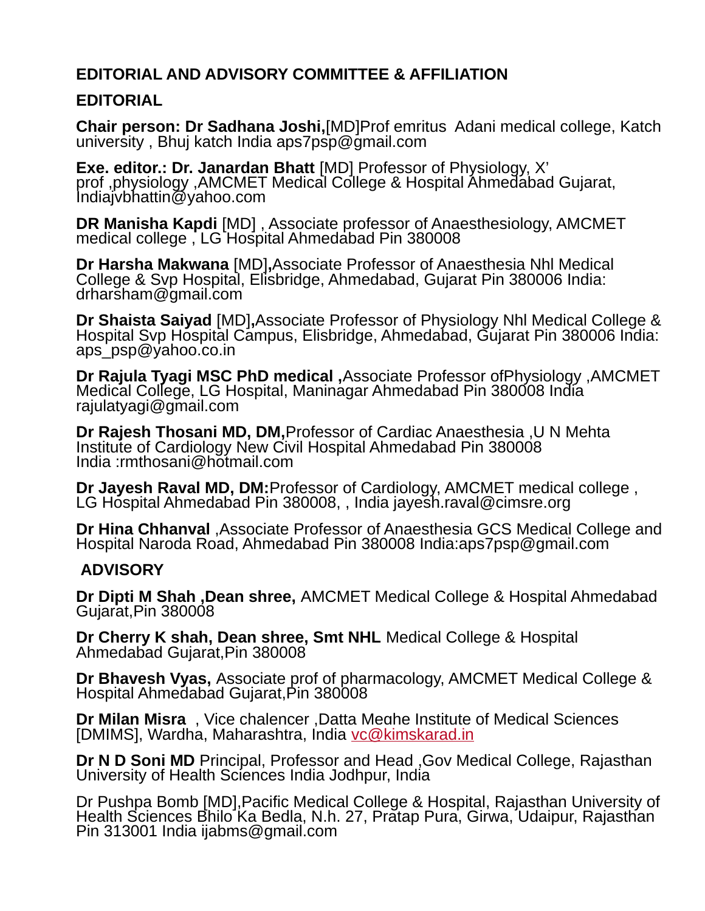## EDITORIAL AND ADVISORY COMMITTEE & AFFILIATION

### EDITORIAL

**Chair person: Dr Sadhana Joshi,**[MD]Prof emritus Adani medical college, Katch university , Bhuj katch India aps7psp@gmail.com

**Exe. editor.: Dr. Janardan Bhatt** [MD] Professor of Physiology, X' prof ,physiology ,AMCMET Medical College & Hospital Ahmedabad Gujarat, Indiajvbhattin@yahoo.com

**DR Manisha Kapdi** [MD] , Associate professor of Anaesthesiology, AMCMET medical college , LG Hospital Ahmedabad Pin 380008

**Dr Harsha Makwana** [MD]**,**Associate Professor of Anaesthesia Nhl Medical College & Svp Hospital, Elisbridge, Ahmedabad, Gujarat Pin 380006 India: drharsham@gmail.com

**Dr Shaista Saiyad** [MD]**,**Associate Professor of Physiology Nhl Medical College & Hospital Svp Hospital Campus, Elisbridge, Ahmedabad, Gujarat Pin 380006 India: aps_psp@yahoo.co.in

**Dr Rajula Tyagi MSC PhD medical ,**Associate Professor ofPhysiology ,AMCMET Medical College, LG Hospital, Maninagar Ahmedabad Pin 380008 India rajulatyagi@gmail.com

**Dr Rajesh Thosani MD, DM,**Professor of Cardiac Anaesthesia ,U N Mehta Institute of Cardiology New Civil Hospital Ahmedabad Pin 380008 India :rmthosani@hotmail.com

**Dr Jayesh Raval MD, DM:**Professor of Cardiology, AMCMET medical college , LG Hospital Ahmedabad Pin 380008, , India jayesh.raval@cimsre.org

**Dr Hina Chhanval** ,Associate Professor of Anaesthesia GCS Medical College and Hospital Naroda Road, Ahmedabad Pin 380008 India:aps7psp@gmail.com

### ADVISORY

**Dr Dipti M Shah ,Dean shree,** AMCMET Medical College & Hospital Ahmedabad Gujarat,Pin 380008

**Dr Cherry K shah, Dean shree, Smt NHL** Medical College & Hospital Ahmedabad Gujarat,Pin 380008

**Dr Bhavesh Vyas,** Associate prof of pharmacology, AMCMET Medical College & Hospital Ahmedabad Gujarat,Pin 380008

**Dr Milan Misra** , Vice chalencer ,Datta Meghe Institute of Medical Sciences [DMIMS], Wardha, Maharashtra, India vc@kimskarad.in

**Dr N D Soni MD** Principal, Professor and Head ,Gov Medical College, Rajasthan University of Health Sciences India Jodhpur, India

Dr Pushpa Bomb [MD],Pacific Medical College & Hospital, Rajasthan University of Health Sciences Bhilo Ka Bedla, N.h. 27, Pratap Pura, Girwa, Udaipur, Rajasthan Pin 313001 India ijabms@gmail.com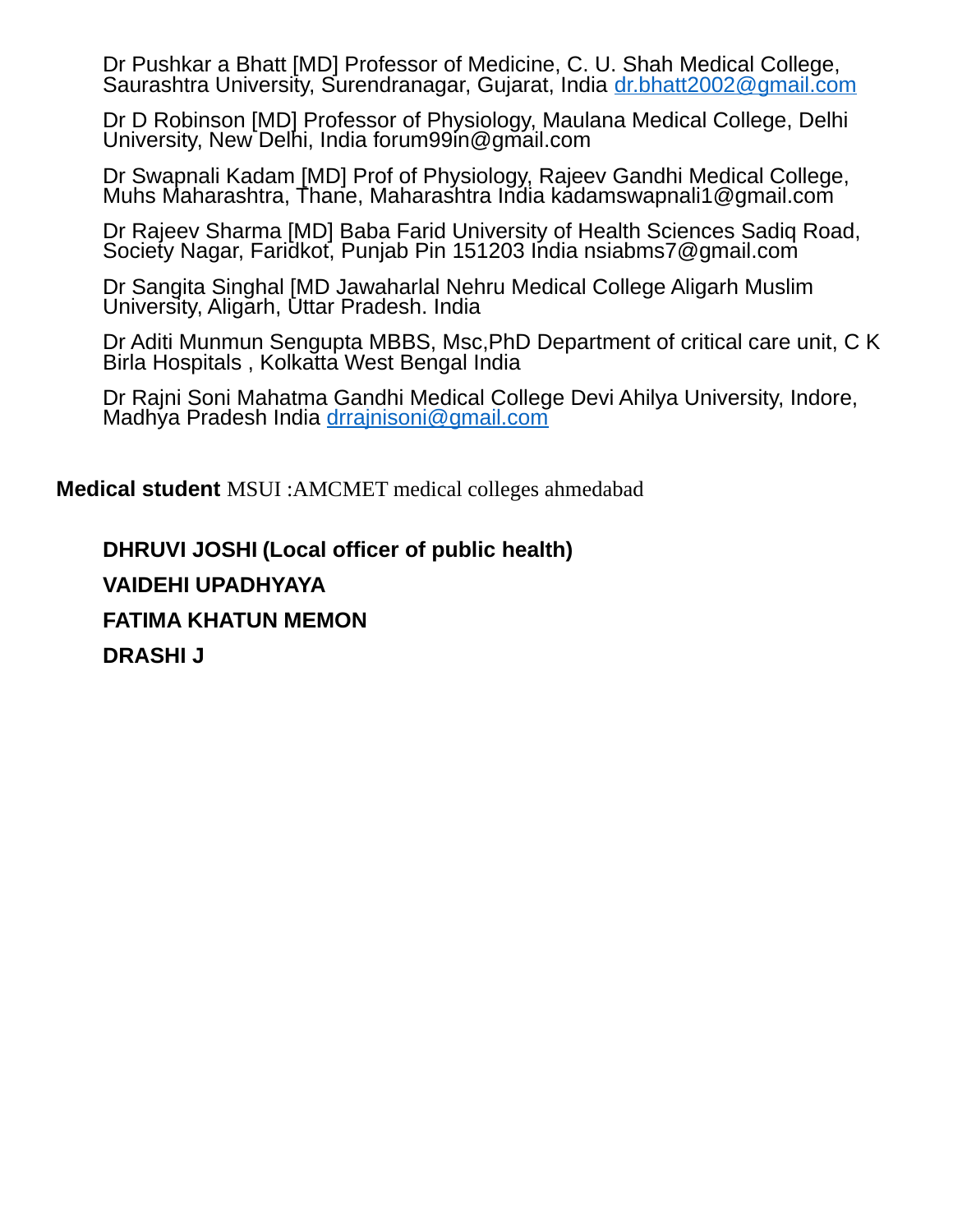Dr Pushkar a Bhatt [MD] Professor of Medicine, C. U. Shah Medical College, Saurashtra University, Surendranagar, Gujarat, India dr.bhatt2002@gmail.com

Dr D Robinson [MD] Professor of Physiology, Maulana Medical College, Delhi University, New Delhi, India forum99in@gmail.com

Dr Swapnali Kadam [MD] Prof of Physiology, Rajeev Gandhi Medical College, Muhs Maharashtra, Thane, Maharashtra India kadamswapnali1@gmail.com

Dr Rajeev Sharma [MD] Baba Farid University of Health Sciences Sadiq Road, Society Nagar, Faridkot, Punjab Pin 151203 India nsiabms7@gmail.com

Dr Sangita Singhal [MD Jawaharlal Nehru Medical College Aligarh Muslim University, Aligarh, Uttar Pradesh. India

Dr Aditi Munmun Sengupta MBBS, Msc,PhD Department of critical care unit, C K Birla Hospitals , Kolkatta West Bengal India

Dr Rajni Soni Mahatma Gandhi Medical College Devi Ahilya University, Indore, Madhya Pradesh India drrajnisoni@gmail.com

**Medical student** MSUI :AMCMET medical colleges ahmedabad

**DHRUVI JOSHI (Local officer of public health)**

**VAIDEHI UPADHYAYA**

**FATIMA KHATUN MEMON**

**DRASHI J**